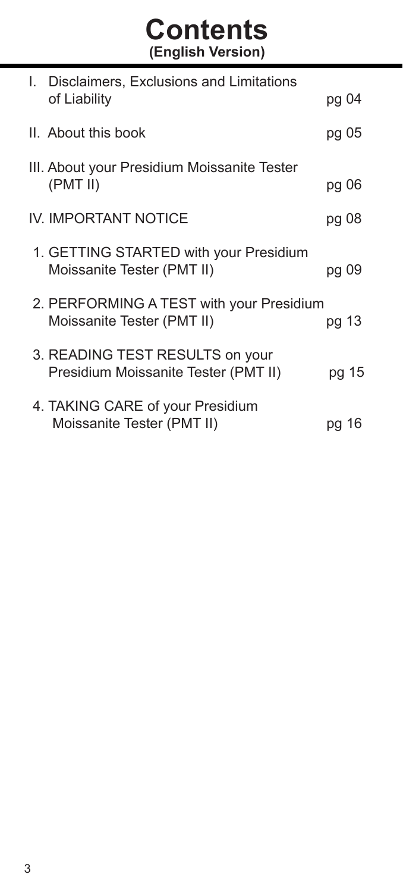# Contents
**(English Version)**

| | |
|---|---|
| I. Disclaimers, Exclusions and Limitations of Liability | pg 04 |
| II. About this book | pg 05 |
| III. About your Presidium Moissanite Tester (PMT II) | pg 06 |
| IV. IMPORTANT NOTICE | pg 08 |
| 1. GETTING STARTED with your Presidium Moissanite Tester (PMT II) | pg 09 |
| 2. PERFORMING A TEST with your Presidium Moissanite Tester (PMT II) | pg 13 |
| 3. READING TEST RESULTS on your Presidium Moissanite Tester (PMT II) | pg 15 |
| 4. TAKING CARE of your Presidium Moissanite Tester (PMT II) | pg 16 |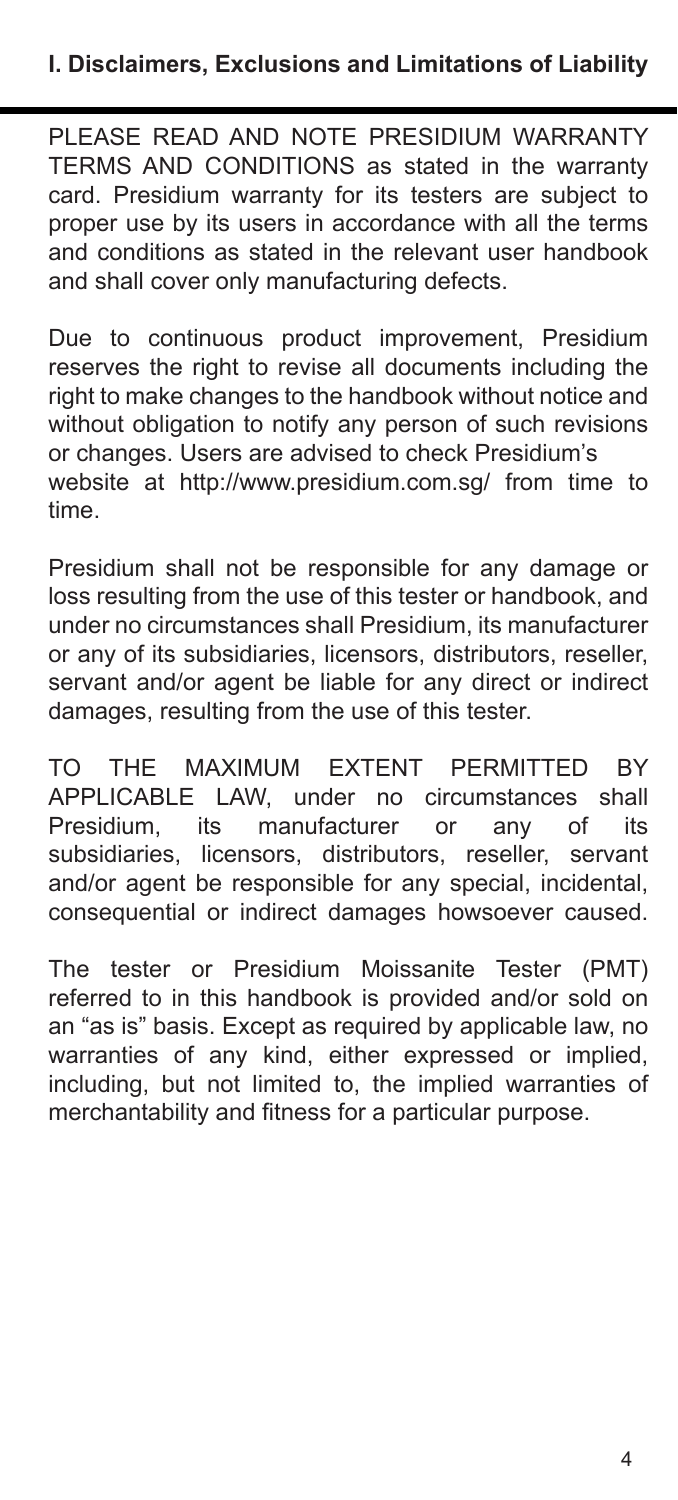## I. Disclaimers, Exclusions and Limitations of Liability

PLEASE READ AND NOTE PRESIDIUM WARRANTY TERMS AND CONDITIONS as stated in the warranty card. Presidium warranty for its testers are subject to proper use by its users in accordance with all the terms and conditions as stated in the relevant user handbook and shall cover only manufacturing defects.

Due to continuous product improvement, Presidium reserves the right to revise all documents including the right to make changes to the handbook without notice and without obligation to notify any person of such revisions or changes. Users are advised to check Presidium's website at http://www.presidium.com.sg/ from time to time.

Presidium shall not be responsible for any damage or loss resulting from the use of this tester or handbook, and under no circumstances shall Presidium, its manufacturer or any of its subsidiaries, licensors, distributors, reseller, servant and/or agent be liable for any direct or indirect damages, resulting from the use of this tester.

TO THE MAXIMUM EXTENT PERMITTED BY APPLICABLE LAW, under no circumstances shall Presidium, its manufacturer or any of its subsidiaries, licensors, distributors, reseller, servant and/or agent be responsible for any special, incidental, consequential or indirect damages howsoever caused.

The tester or Presidium Moissanite Tester (PMT) referred to in this handbook is provided and/or sold on an "as is" basis. Except as required by applicable law, no warranties of any kind, either expressed or implied, including, but not limited to, the implied warranties of merchantability and fitness for a particular purpose.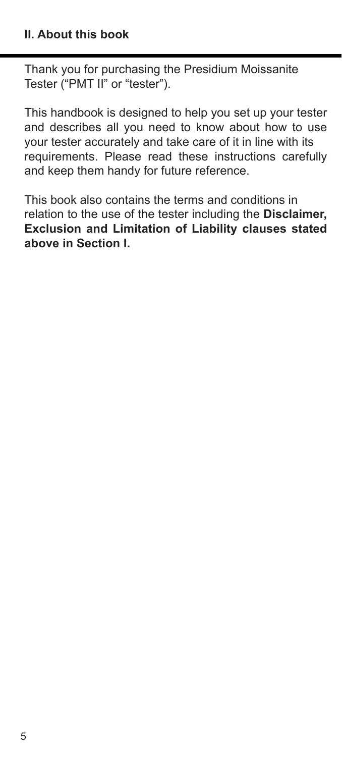## II. About this book

Thank you for purchasing the Presidium Moissanite Tester ("PMT II" or "tester").

This handbook is designed to help you set up your tester and describes all you need to know about how to use your tester accurately and take care of it in line with its requirements. Please read these instructions carefully and keep them handy for future reference.

This book also contains the terms and conditions in relation to the use of the tester including the **Disclaimer, Exclusion and Limitation of Liability clauses stated above in Section I.**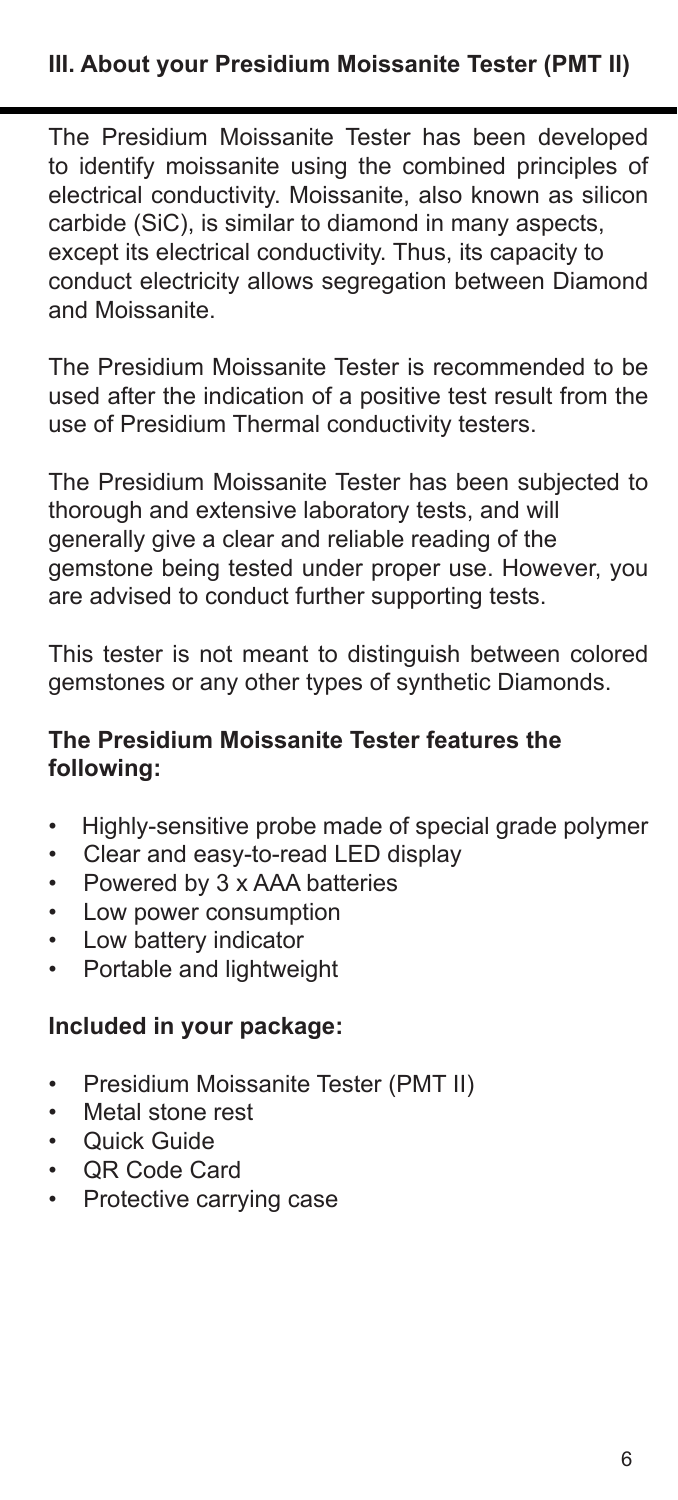## III. About your Presidium Moissanite Tester (PMT II)

The Presidium Moissanite Tester has been developed to identify moissanite using the combined principles of electrical conductivity. Moissanite, also known as silicon carbide (SiC), is similar to diamond in many aspects, except its electrical conductivity. Thus, its capacity to conduct electricity allows segregation between Diamond and Moissanite.

The Presidium Moissanite Tester is recommended to be used after the indication of a positive test result from the use of Presidium Thermal conductivity testers.

The Presidium Moissanite Tester has been subjected to thorough and extensive laboratory tests, and will generally give a clear and reliable reading of the gemstone being tested under proper use. However, you are advised to conduct further supporting tests.

This tester is not meant to distinguish between colored gemstones or any other types of synthetic Diamonds.

**The Presidium Moissanite Tester features the following:**

- Highly-sensitive probe made of special grade polymer
- Clear and easy-to-read LED display
- Powered by 3 x AAA batteries
- Low power consumption
- Low battery indicator
- Portable and lightweight

**Included in your package:**

- Presidium Moissanite Tester (PMT II)
- Metal stone rest
- Quick Guide
- QR Code Card
- Protective carrying case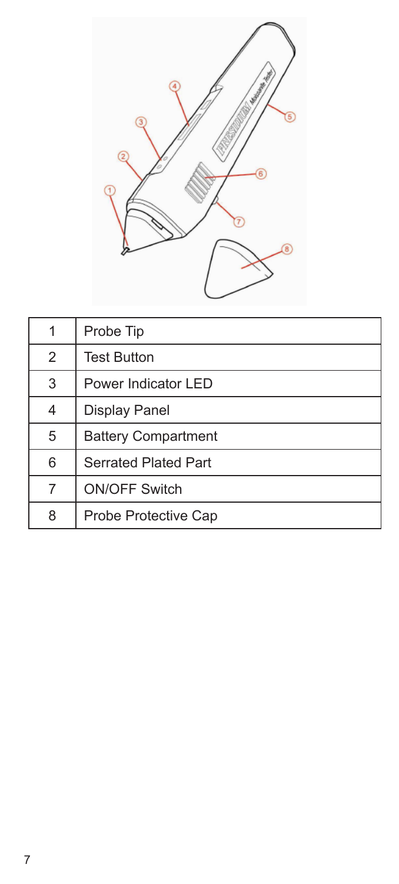| 1 | Probe Tip |
|---|---|
| 2 | Test Button |
| 3 | Power Indicator LED |
| 4 | Display Panel |
| 5 | Battery Compartment |
| 6 | Serrated Plated Part |
| 7 | ON/OFF Switch |
| 8 | Probe Protective Cap |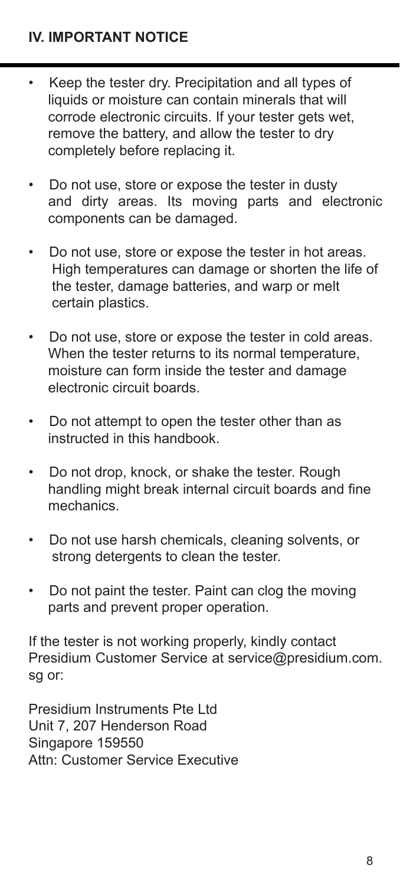## IV. IMPORTANT NOTICE

- Keep the tester dry. Precipitation and all types of liquids or moisture can contain minerals that will corrode electronic circuits. If your tester gets wet, remove the battery, and allow the tester to dry completely before replacing it.
- Do not use, store or expose the tester in dusty and dirty areas. Its moving parts and electronic components can be damaged.
- Do not use, store or expose the tester in hot areas. High temperatures can damage or shorten the life of the tester, damage batteries, and warp or melt certain plastics.
- Do not use, store or expose the tester in cold areas. When the tester returns to its normal temperature, moisture can form inside the tester and damage electronic circuit boards.
- Do not attempt to open the tester other than as instructed in this handbook.
- Do not drop, knock, or shake the tester. Rough handling might break internal circuit boards and fine mechanics.
- Do not use harsh chemicals, cleaning solvents, or strong detergents to clean the tester.
- Do not paint the tester. Paint can clog the moving parts and prevent proper operation.

If the tester is not working properly, kindly contact Presidium Customer Service at service@presidium.com.sg or:

Presidium Instruments Pte Ltd
Unit 7, 207 Henderson Road
Singapore 159550
Attn: Customer Service Executive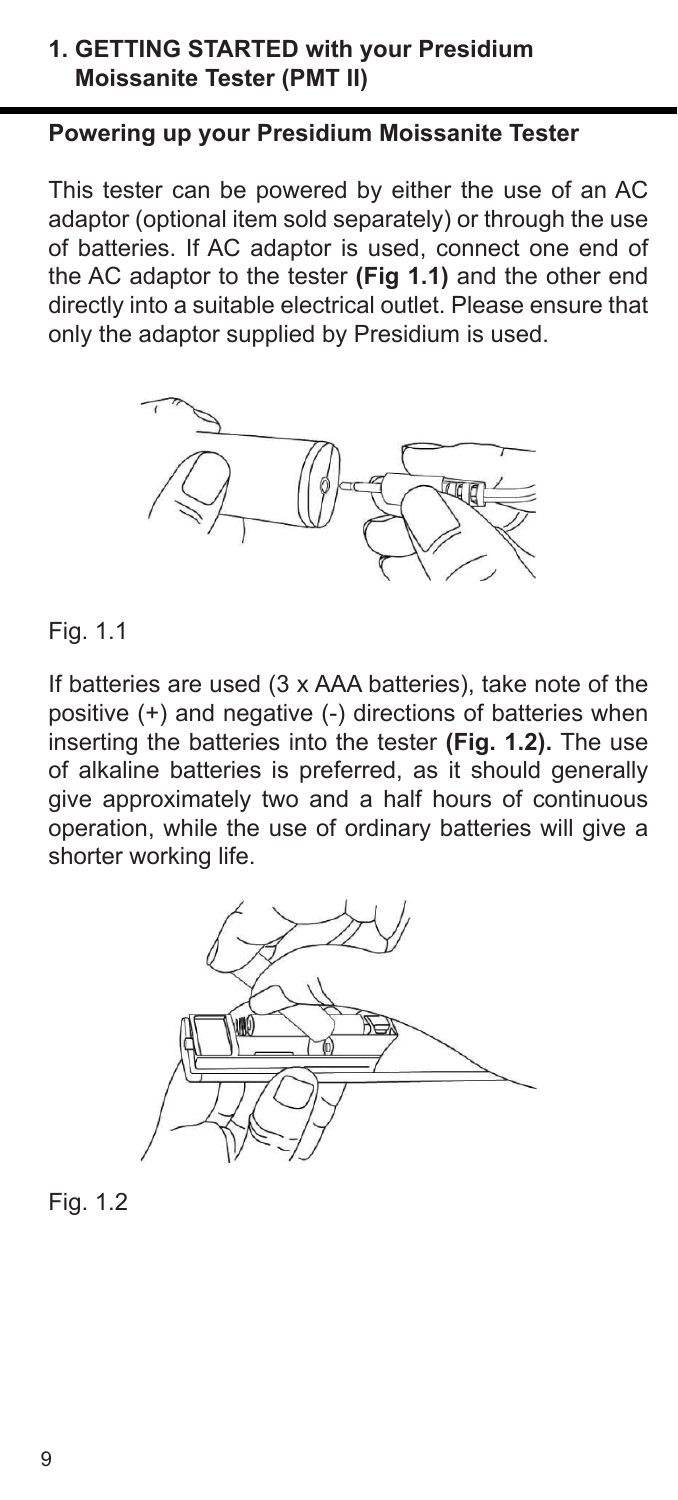## 1. GETTING STARTED with your Presidium Moissanite Tester (PMT II)

### Powering up your Presidium Moissanite Tester

This tester can be powered by either the use of an AC adaptor (optional item sold separately) or through the use of batteries. If AC adaptor is used, connect one end of the AC adaptor to the tester **(Fig 1.1)** and the other end directly into a suitable electrical outlet. Please ensure that only the adaptor supplied by Presidium is used.

Fig. 1.1

If batteries are used (3 x AAA batteries), take note of the positive (+) and negative (-) directions of batteries when inserting the batteries into the tester **(Fig. 1.2).** The use of alkaline batteries is preferred, as it should generally give approximately two and a half hours of continuous operation, while the use of ordinary batteries will give a shorter working life.

Fig. 1.2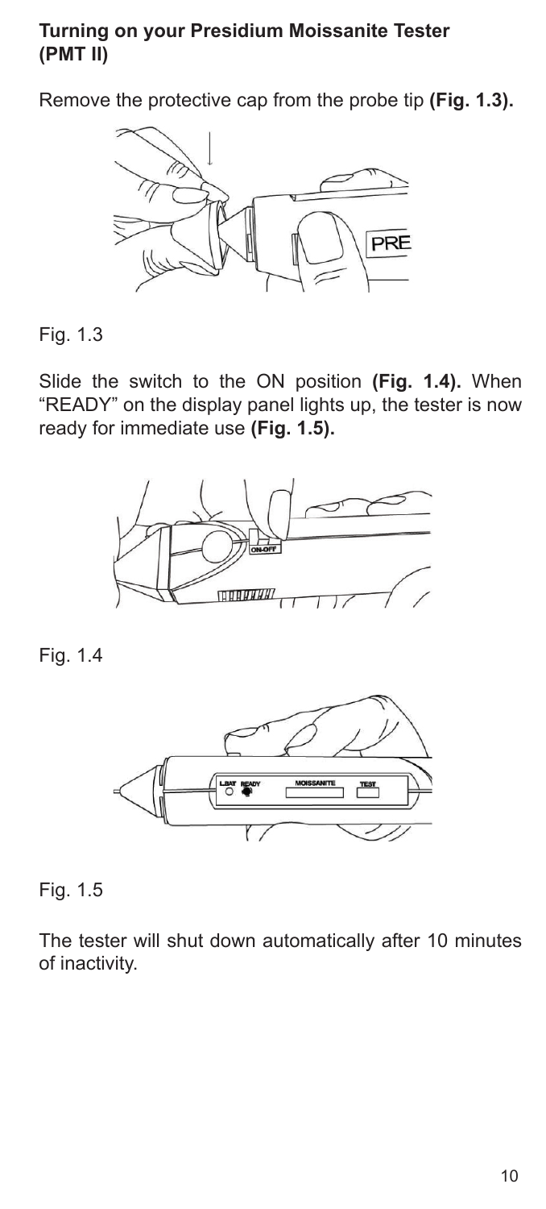**Turning on your Presidium Moissanite Tester (PMT II)**

Remove the protective cap from the probe tip **(Fig. 1.3).**

Fig. 1.3

Slide the switch to the ON position **(Fig. 1.4).** When "READY" on the display panel lights up, the tester is now ready for immediate use **(Fig. 1.5).**

Fig. 1.4

Fig. 1.5

The tester will shut down automatically after 10 minutes of inactivity.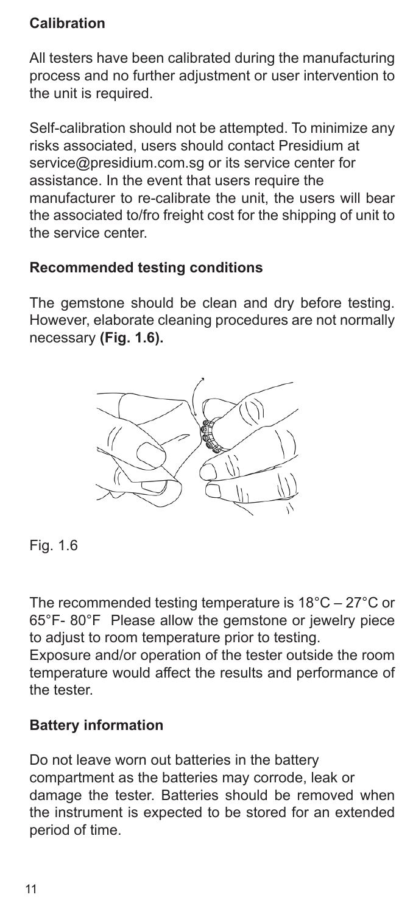## Calibration

All testers have been calibrated during the manufacturing process and no further adjustment or user intervention to the unit is required.

Self-calibration should not be attempted. To minimize any risks associated, users should contact Presidium at service@presidium.com.sg or its service center for assistance. In the event that users require the manufacturer to re-calibrate the unit, the users will bear the associated to/fro freight cost for the shipping of unit to the service center.

## Recommended testing conditions

The gemstone should be clean and dry before testing. However, elaborate cleaning procedures are not normally necessary **(Fig. 1.6).**

Fig. 1.6

The recommended testing temperature is 18°C – 27°C or 65°F- 80°F Please allow the gemstone or jewelry piece to adjust to room temperature prior to testing.

Exposure and/or operation of the tester outside the room temperature would affect the results and performance of the tester.

## Battery information

Do not leave worn out batteries in the battery compartment as the batteries may corrode, leak or damage the tester. Batteries should be removed when the instrument is expected to be stored for an extended period of time.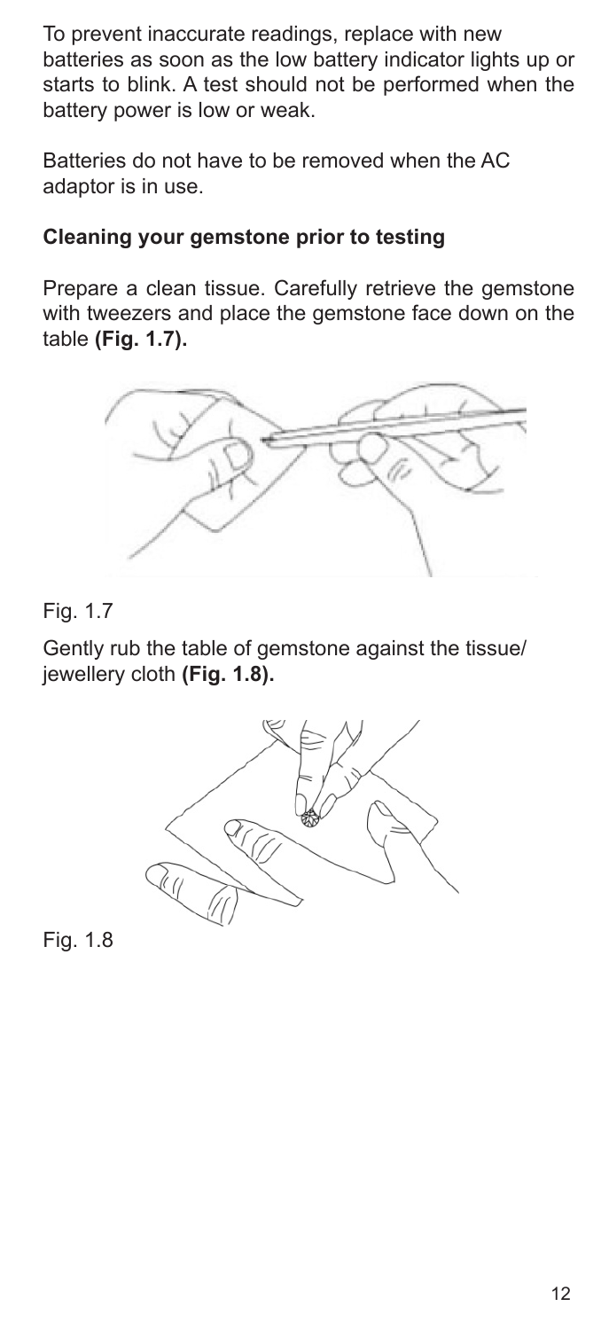To prevent inaccurate readings, replace with new batteries as soon as the low battery indicator lights up or starts to blink. A test should not be performed when the battery power is low or weak.

Batteries do not have to be removed when the AC adaptor is in use.

### Cleaning your gemstone prior to testing

Prepare a clean tissue. Carefully retrieve the gemstone with tweezers and place the gemstone face down on the table **(Fig. 1.7).**

Fig. 1.7

Gently rub the table of gemstone against the tissue/ jewellery cloth **(Fig. 1.8).**

Fig. 1.8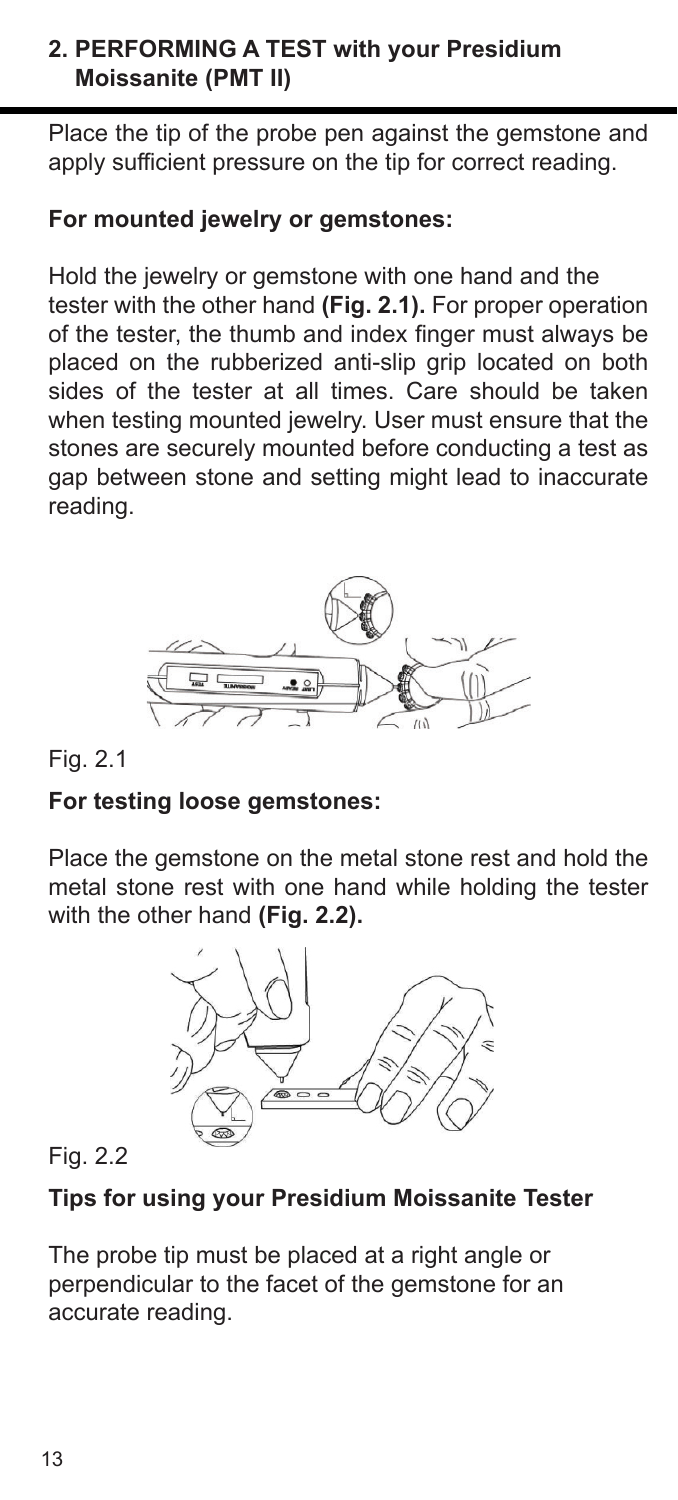## 2. PERFORMING A TEST with your Presidium Moissanite (PMT II)

Place the tip of the probe pen against the gemstone and apply sufficient pressure on the tip for correct reading.

### For mounted jewelry or gemstones:

Hold the jewelry or gemstone with one hand and the tester with the other hand **(Fig. 2.1).** For proper operation of the tester, the thumb and index finger must always be placed on the rubberized anti-slip grip located on both sides of the tester at all times. Care should be taken when testing mounted jewelry. User must ensure that the stones are securely mounted before conducting a test as gap between stone and setting might lead to inaccurate reading.

Fig. 2.1

### For testing loose gemstones:

Place the gemstone on the metal stone rest and hold the metal stone rest with one hand while holding the tester with the other hand **(Fig. 2.2).**

Fig. 2.2

### Tips for using your Presidium Moissanite Tester

The probe tip must be placed at a right angle or perpendicular to the facet of the gemstone for an accurate reading.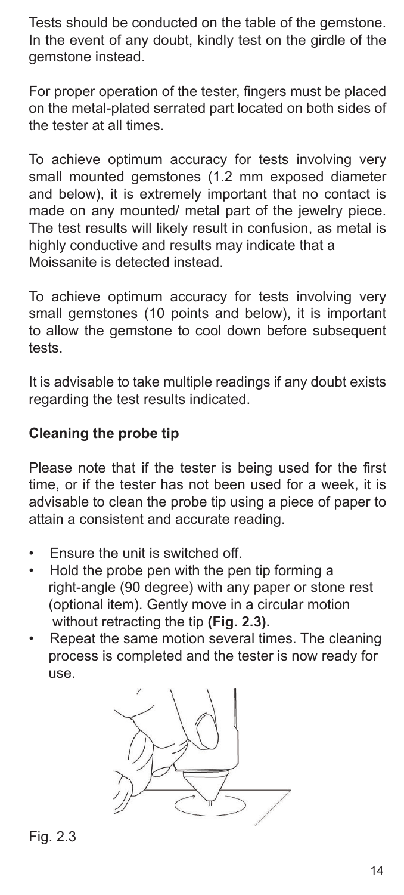Tests should be conducted on the table of the gemstone. In the event of any doubt, kindly test on the girdle of the gemstone instead.

For proper operation of the tester, fingers must be placed on the metal-plated serrated part located on both sides of the tester at all times.

To achieve optimum accuracy for tests involving very small mounted gemstones (1.2 mm exposed diameter and below), it is extremely important that no contact is made on any mounted/ metal part of the jewelry piece. The test results will likely result in confusion, as metal is highly conductive and results may indicate that a Moissanite is detected instead.

To achieve optimum accuracy for tests involving very small gemstones (10 points and below), it is important to allow the gemstone to cool down before subsequent tests.

It is advisable to take multiple readings if any doubt exists regarding the test results indicated.

## Cleaning the probe tip

Please note that if the tester is being used for the first time, or if the tester has not been used for a week, it is advisable to clean the probe tip using a piece of paper to attain a consistent and accurate reading.

- Ensure the unit is switched off.
- Hold the probe pen with the pen tip forming a right-angle (90 degree) with any paper or stone rest (optional item). Gently move in a circular motion without retracting the tip **(Fig. 2.3).**
- Repeat the same motion several times. The cleaning process is completed and the tester is now ready for use.

Fig. 2.3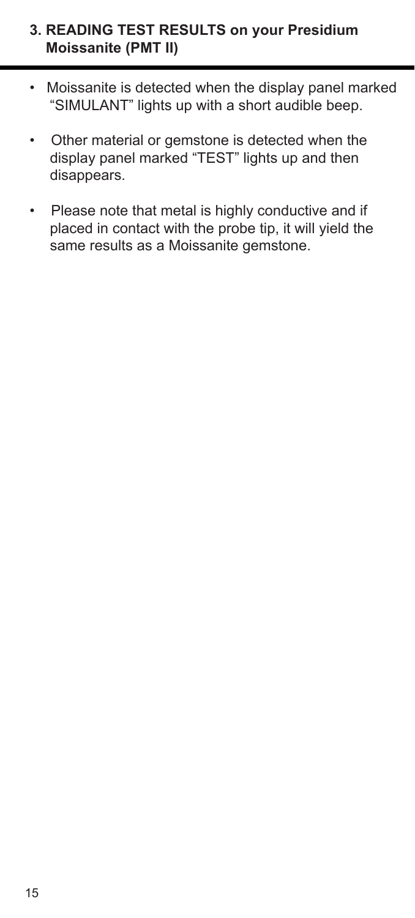## 3. READING TEST RESULTS on your Presidium Moissanite (PMT II)

- Moissanite is detected when the display panel marked "SIMULANT" lights up with a short audible beep.
- Other material or gemstone is detected when the display panel marked "TEST" lights up and then disappears.
- Please note that metal is highly conductive and if placed in contact with the probe tip, it will yield the same results as a Moissanite gemstone.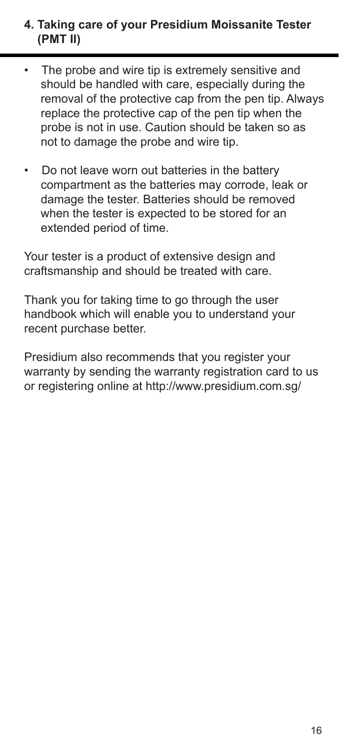## 4. Taking care of your Presidium Moissanite Tester (PMT II)

- The probe and wire tip is extremely sensitive and should be handled with care, especially during the removal of the protective cap from the pen tip. Always replace the protective cap of the pen tip when the probe is not in use. Caution should be taken so as not to damage the probe and wire tip.
- Do not leave worn out batteries in the battery compartment as the batteries may corrode, leak or damage the tester. Batteries should be removed when the tester is expected to be stored for an extended period of time.

Your tester is a product of extensive design and craftsmanship and should be treated with care.

Thank you for taking time to go through the user handbook which will enable you to understand your recent purchase better.

Presidium also recommends that you register your warranty by sending the warranty registration card to us or registering online at http://www.presidium.com.sg/